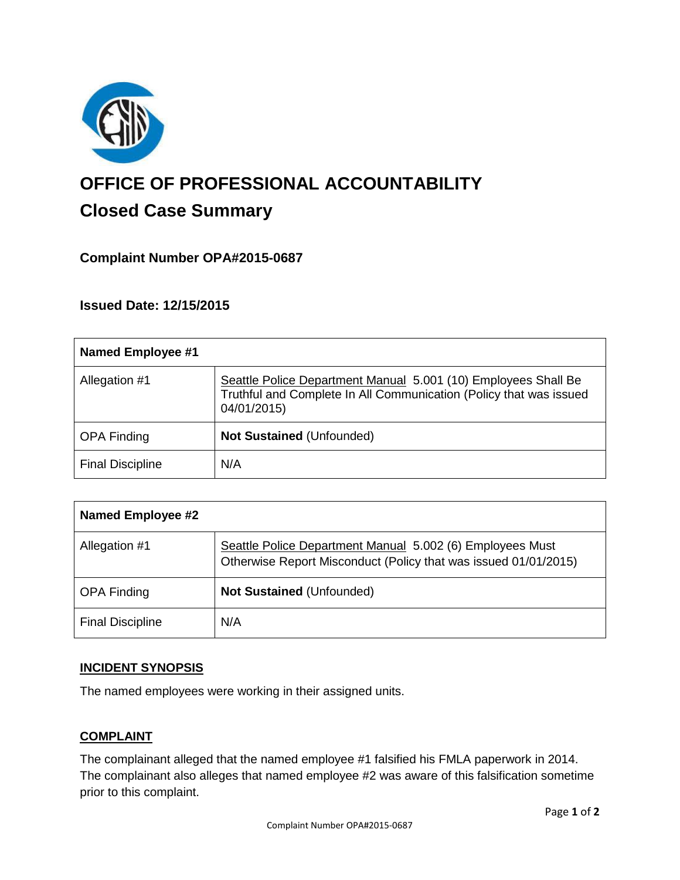# OFFICE OF PROFESSIONAL ACCOUNTABILITY

## Closed Case Summary

### Complaint Number OPA#2015-0687

### Issued Date: 12/15/2015

| Named Employee #1 | |
|---|---|
| Allegation #1 | Seattle Police Department Manual 5.001 (10) Employees Shall Be Truthful and Complete In All Communication (Policy that was issued 04/01/2015) |
| OPA Finding | **Not Sustained** (Unfounded) |
| Final Discipline | N/A |

| Named Employee #2 | |
|---|---|
| Allegation #1 | Seattle Police Department Manual 5.002 (6) Employees Must Otherwise Report Misconduct (Policy that was issued 01/01/2015) |
| OPA Finding | **Not Sustained** (Unfounded) |
| Final Discipline | N/A |

**INCIDENT SYNOPSIS**

The named employees were working in their assigned units.

**COMPLAINT**

The complainant alleged that the named employee #1 falsified his FMLA paperwork in 2014. The complainant also alleges that named employee #2 was aware of this falsification sometime prior to this complaint.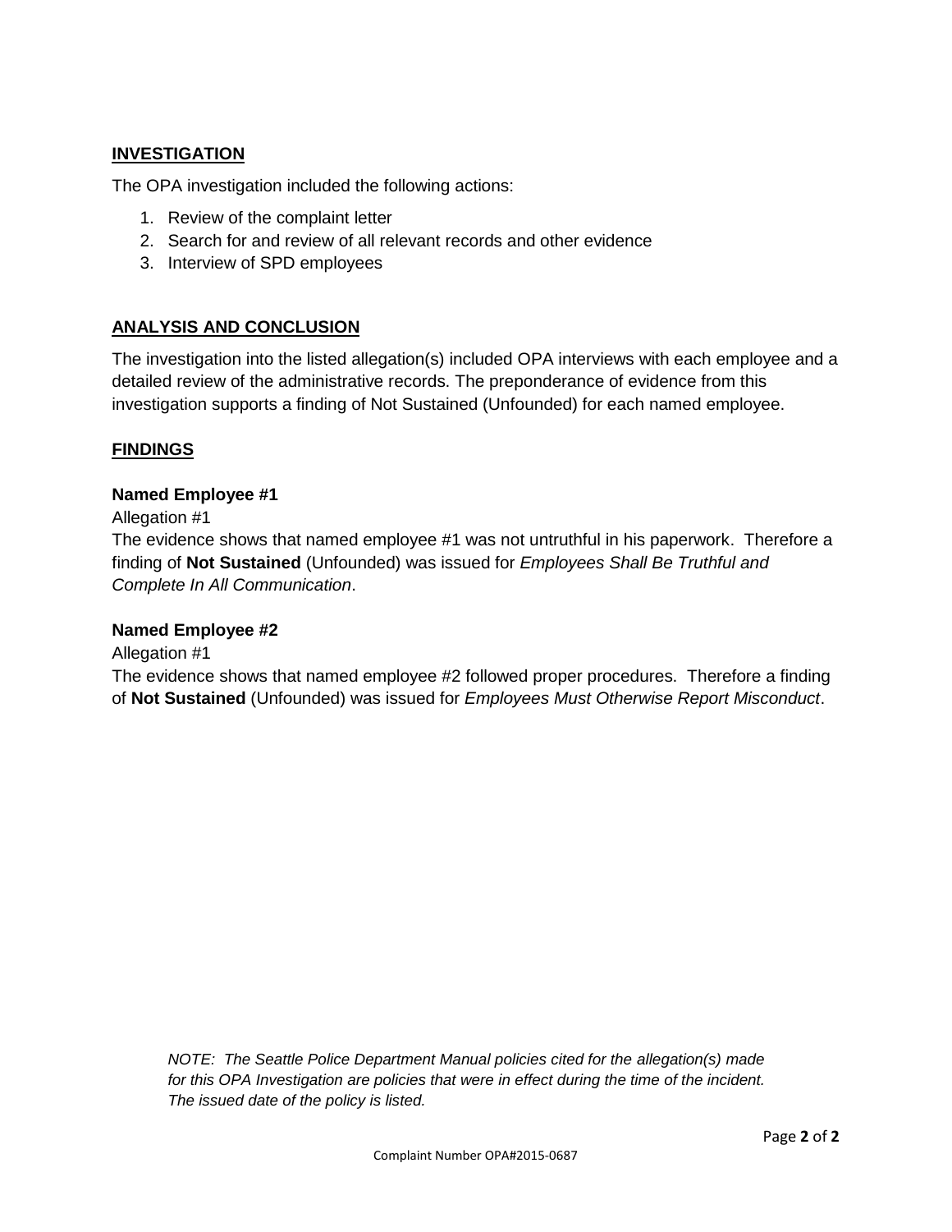## INVESTIGATION

The OPA investigation included the following actions:

1. Review of the complaint letter
2. Search for and review of all relevant records and other evidence
3. Interview of SPD employees

## ANALYSIS AND CONCLUSION

The investigation into the listed allegation(s) included OPA interviews with each employee and a detailed review of the administrative records. The preponderance of evidence from this investigation supports a finding of Not Sustained (Unfounded) for each named employee.

## FINDINGS

### Named Employee #1

Allegation #1

The evidence shows that named employee #1 was not untruthful in his paperwork. Therefore a finding of **Not Sustained** (Unfounded) was issued for *Employees Shall Be Truthful and Complete In All Communication*.

### Named Employee #2

Allegation #1

The evidence shows that named employee #2 followed proper procedures. Therefore a finding of **Not Sustained** (Unfounded) was issued for *Employees Must Otherwise Report Misconduct*.

*NOTE: The Seattle Police Department Manual policies cited for the allegation(s) made for this OPA Investigation are policies that were in effect during the time of the incident. The issued date of the policy is listed.*

Complaint Number OPA#2015-0687